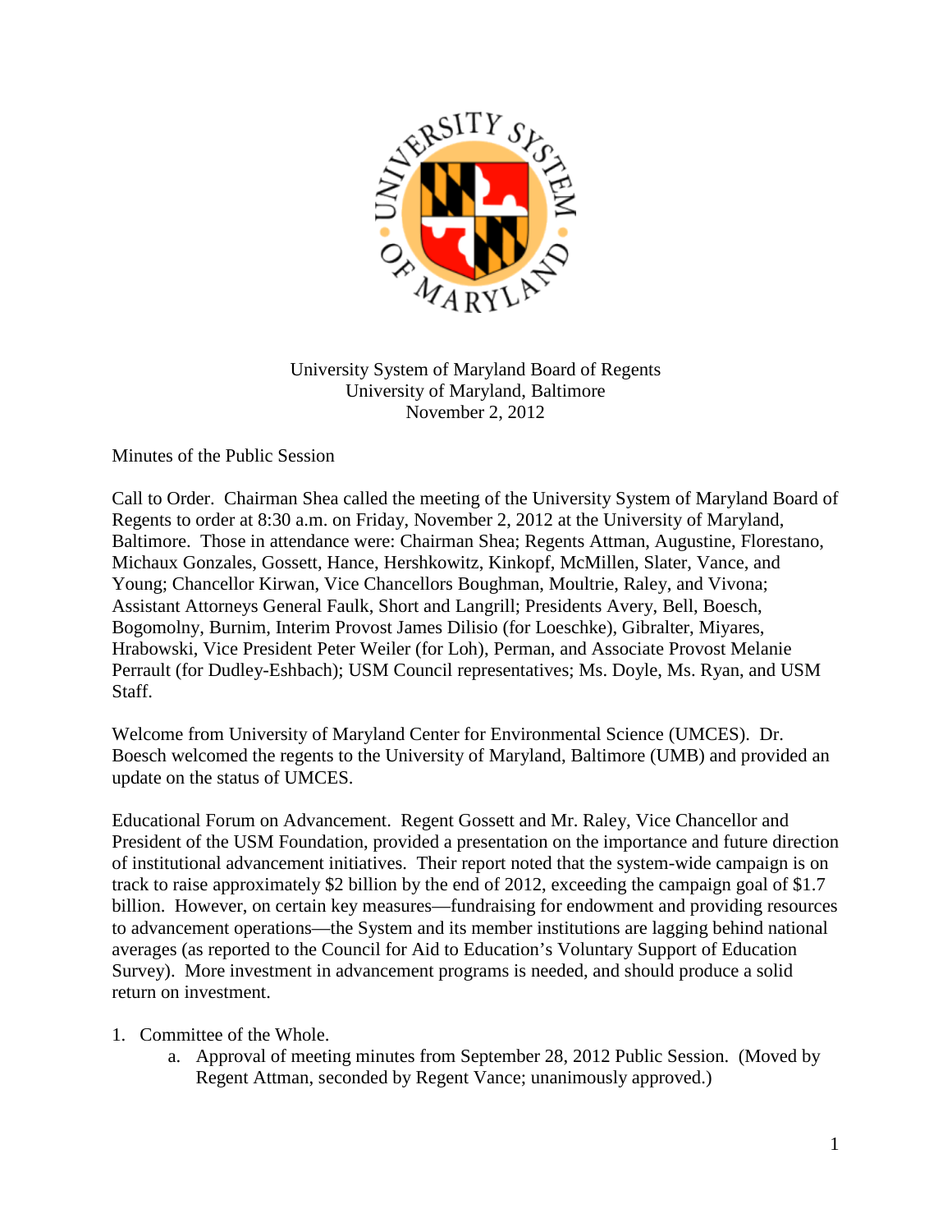University System of Maryland Board of Regents
University of Maryland, Baltimore
November 2, 2012

Minutes of the Public Session

Call to Order. Chairman Shea called the meeting of the University System of Maryland Board of Regents to order at 8:30 a.m. on Friday, November 2, 2012 at the University of Maryland, Baltimore. Those in attendance were: Chairman Shea; Regents Attman, Augustine, Florestano, Michaux Gonzales, Gossett, Hance, Hershkowitz, Kinkopf, McMillen, Slater, Vance, and Young; Chancellor Kirwan, Vice Chancellors Boughman, Moultrie, Raley, and Vivona; Assistant Attorneys General Faulk, Short and Langrill; Presidents Avery, Bell, Boesch, Bogomolny, Burnim, Interim Provost James Dilisio (for Loeschke), Gibralter, Miyares, Hrabowski, Vice President Peter Weiler (for Loh), Perman, and Associate Provost Melanie Perrault (for Dudley-Eshbach); USM Council representatives; Ms. Doyle, Ms. Ryan, and USM Staff.

Welcome from University of Maryland Center for Environmental Science (UMCES). Dr. Boesch welcomed the regents to the University of Maryland, Baltimore (UMB) and provided an update on the status of UMCES.

Educational Forum on Advancement. Regent Gossett and Mr. Raley, Vice Chancellor and President of the USM Foundation, provided a presentation on the importance and future direction of institutional advancement initiatives. Their report noted that the system-wide campaign is on track to raise approximately $2 billion by the end of 2012, exceeding the campaign goal of $1.7 billion. However, on certain key measures—fundraising for endowment and providing resources to advancement operations—the System and its member institutions are lagging behind national averages (as reported to the Council for Aid to Education's Voluntary Support of Education Survey). More investment in advancement programs is needed, and should produce a solid return on investment.

1. Committee of the Whole.
    a. Approval of meeting minutes from September 28, 2012 Public Session. (Moved by Regent Attman, seconded by Regent Vance; unanimously approved.)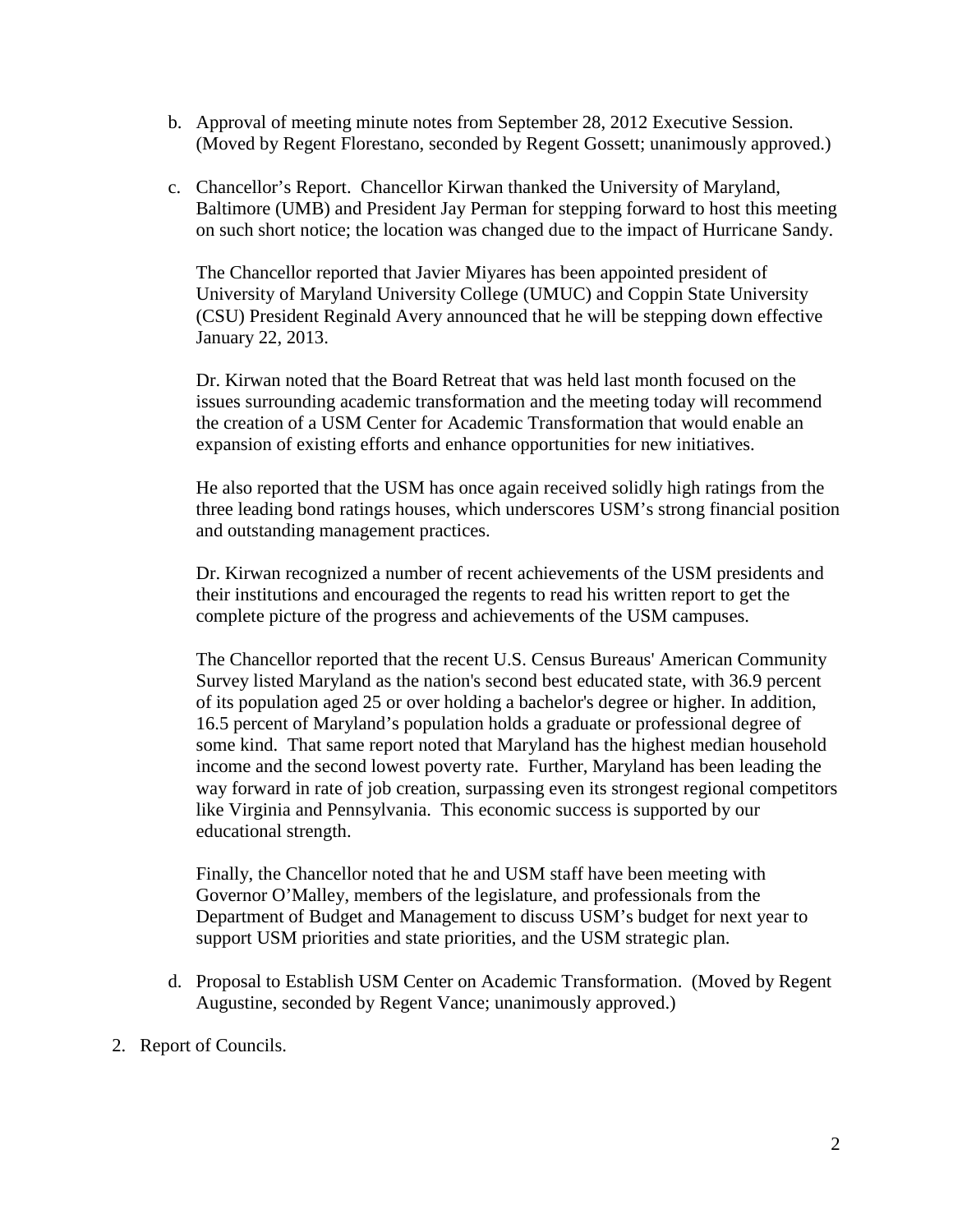b. Approval of meeting minute notes from September 28, 2012 Executive Session. (Moved by Regent Florestano, seconded by Regent Gossett; unanimously approved.)

c. Chancellor's Report. Chancellor Kirwan thanked the University of Maryland, Baltimore (UMB) and President Jay Perman for stepping forward to host this meeting on such short notice; the location was changed due to the impact of Hurricane Sandy.

   The Chancellor reported that Javier Miyares has been appointed president of University of Maryland University College (UMUC) and Coppin State University (CSU) President Reginald Avery announced that he will be stepping down effective January 22, 2013.

   Dr. Kirwan noted that the Board Retreat that was held last month focused on the issues surrounding academic transformation and the meeting today will recommend the creation of a USM Center for Academic Transformation that would enable an expansion of existing efforts and enhance opportunities for new initiatives.

   He also reported that the USM has once again received solidly high ratings from the three leading bond ratings houses, which underscores USM's strong financial position and outstanding management practices.

   Dr. Kirwan recognized a number of recent achievements of the USM presidents and their institutions and encouraged the regents to read his written report to get the complete picture of the progress and achievements of the USM campuses.

   The Chancellor reported that the recent U.S. Census Bureaus' American Community Survey listed Maryland as the nation's second best educated state, with 36.9 percent of its population aged 25 or over holding a bachelor's degree or higher. In addition, 16.5 percent of Maryland's population holds a graduate or professional degree of some kind. That same report noted that Maryland has the highest median household income and the second lowest poverty rate. Further, Maryland has been leading the way forward in rate of job creation, surpassing even its strongest regional competitors like Virginia and Pennsylvania. This economic success is supported by our educational strength.

   Finally, the Chancellor noted that he and USM staff have been meeting with Governor O'Malley, members of the legislature, and professionals from the Department of Budget and Management to discuss USM's budget for next year to support USM priorities and state priorities, and the USM strategic plan.

d. Proposal to Establish USM Center on Academic Transformation. (Moved by Regent Augustine, seconded by Regent Vance; unanimously approved.)

2. Report of Councils.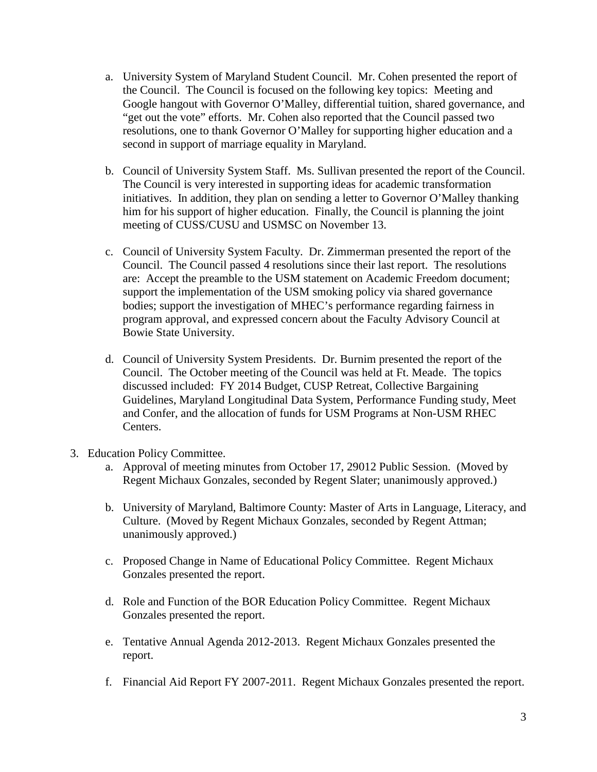a. University System of Maryland Student Council. Mr. Cohen presented the report of the Council. The Council is focused on the following key topics: Meeting and Google hangout with Governor O'Malley, differential tuition, shared governance, and "get out the vote" efforts. Mr. Cohen also reported that the Council passed two resolutions, one to thank Governor O'Malley for supporting higher education and a second in support of marriage equality in Maryland.

b. Council of University System Staff. Ms. Sullivan presented the report of the Council. The Council is very interested in supporting ideas for academic transformation initiatives. In addition, they plan on sending a letter to Governor O'Malley thanking him for his support of higher education. Finally, the Council is planning the joint meeting of CUSS/CUSU and USMSC on November 13.

c. Council of University System Faculty. Dr. Zimmerman presented the report of the Council. The Council passed 4 resolutions since their last report. The resolutions are: Accept the preamble to the USM statement on Academic Freedom document; support the implementation of the USM smoking policy via shared governance bodies; support the investigation of MHEC's performance regarding fairness in program approval, and expressed concern about the Faculty Advisory Council at Bowie State University.

d. Council of University System Presidents. Dr. Burnim presented the report of the Council. The October meeting of the Council was held at Ft. Meade. The topics discussed included: FY 2014 Budget, CUSP Retreat, Collective Bargaining Guidelines, Maryland Longitudinal Data System, Performance Funding study, Meet and Confer, and the allocation of funds for USM Programs at Non-USM RHEC Centers.

3. Education Policy Committee.
   a. Approval of meeting minutes from October 17, 29012 Public Session. (Moved by Regent Michaux Gonzales, seconded by Regent Slater; unanimously approved.)

   b. University of Maryland, Baltimore County: Master of Arts in Language, Literacy, and Culture. (Moved by Regent Michaux Gonzales, seconded by Regent Attman; unanimously approved.)

   c. Proposed Change in Name of Educational Policy Committee. Regent Michaux Gonzales presented the report.

   d. Role and Function of the BOR Education Policy Committee. Regent Michaux Gonzales presented the report.

   e. Tentative Annual Agenda 2012-2013. Regent Michaux Gonzales presented the report.

   f. Financial Aid Report FY 2007-2011. Regent Michaux Gonzales presented the report.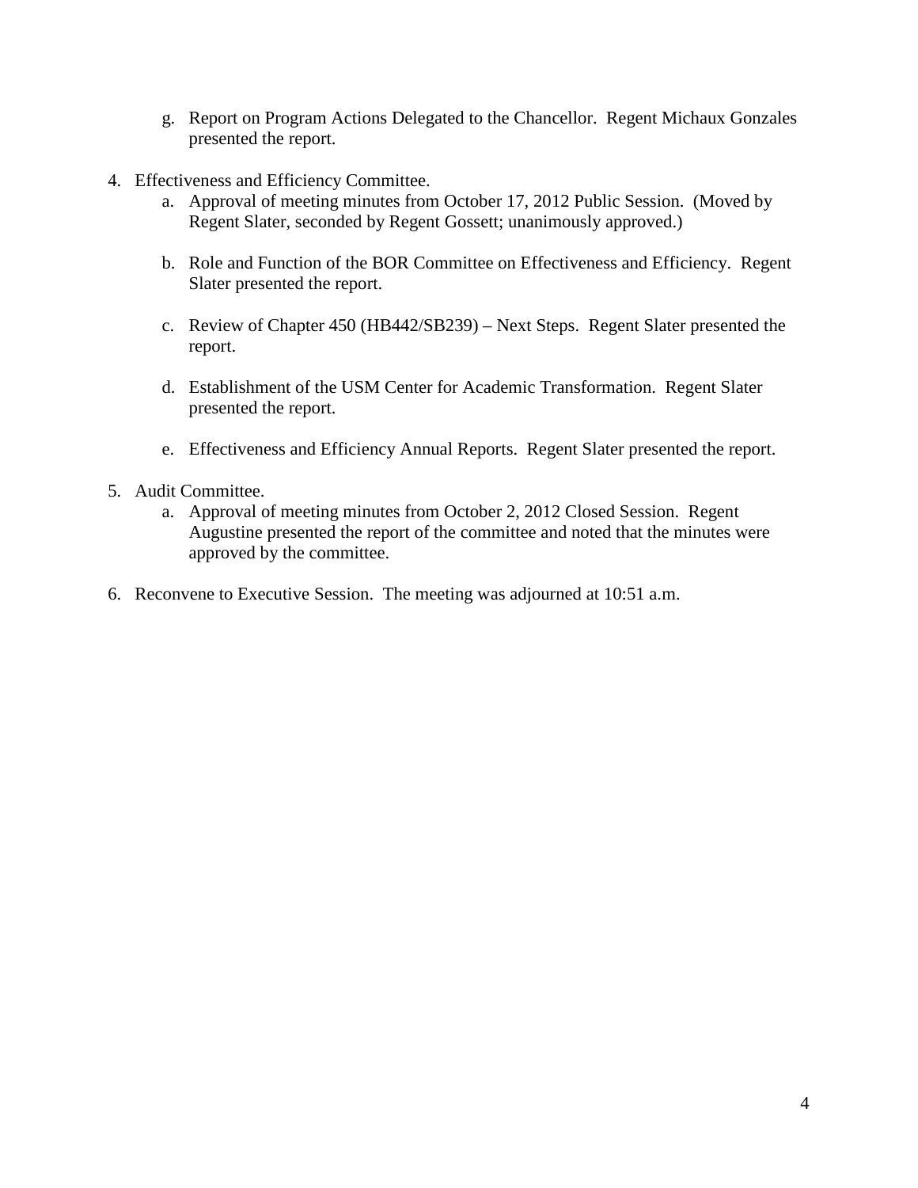g. Report on Program Actions Delegated to the Chancellor. Regent Michaux Gonzales presented the report.

4. Effectiveness and Efficiency Committee.
   a. Approval of meeting minutes from October 17, 2012 Public Session. (Moved by Regent Slater, seconded by Regent Gossett; unanimously approved.)

   b. Role and Function of the BOR Committee on Effectiveness and Efficiency. Regent Slater presented the report.

   c. Review of Chapter 450 (HB442/SB239) – Next Steps. Regent Slater presented the report.

   d. Establishment of the USM Center for Academic Transformation. Regent Slater presented the report.

   e. Effectiveness and Efficiency Annual Reports. Regent Slater presented the report.

5. Audit Committee.
   a. Approval of meeting minutes from October 2, 2012 Closed Session. Regent Augustine presented the report of the committee and noted that the minutes were approved by the committee.

6. Reconvene to Executive Session. The meeting was adjourned at 10:51 a.m.